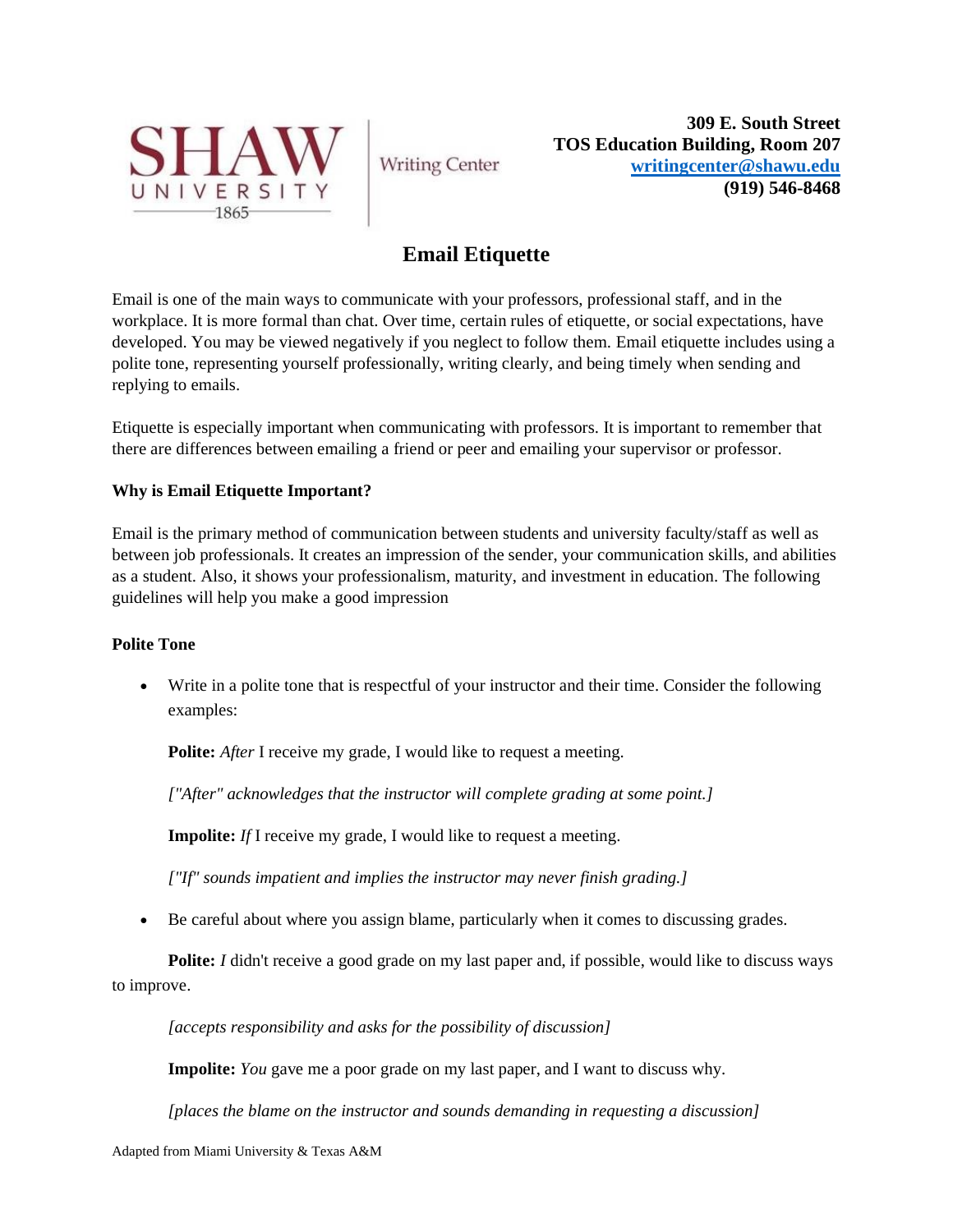SHAW UNIVERSITY 1865 | Writing Center

**309 E. South Street**
**TOS Education Building, Room 207**
**writingcenter@shawu.edu**
**(919) 546-8468**

# Email Etiquette

Email is one of the main ways to communicate with your professors, professional staff, and in the workplace. It is more formal than chat. Over time, certain rules of etiquette, or social expectations, have developed. You may be viewed negatively if you neglect to follow them. Email etiquette includes using a polite tone, representing yourself professionally, writing clearly, and being timely when sending and replying to emails.

Etiquette is especially important when communicating with professors. It is important to remember that there are differences between emailing a friend or peer and emailing your supervisor or professor.

### Why is Email Etiquette Important?

Email is the primary method of communication between students and university faculty/staff as well as between job professionals. It creates an impression of the sender, your communication skills, and abilities as a student. Also, it shows your professionalism, maturity, and investment in education. The following guidelines will help you make a good impression

### Polite Tone

- Write in a polite tone that is respectful of your instructor and their time. Consider the following examples:

  **Polite:** *After* I receive my grade, I would like to request a meeting.

  *["After" acknowledges that the instructor will complete grading at some point.]*

  **Impolite:** *If* I receive my grade, I would like to request a meeting.

  *["If" sounds impatient and implies the instructor may never finish grading.]*

- Be careful about where you assign blame, particularly when it comes to discussing grades.

  **Polite:** *I* didn't receive a good grade on my last paper and, if possible, would like to discuss ways to improve.

  *[accepts responsibility and asks for the possibility of discussion]*

  **Impolite:** *You* gave me a poor grade on my last paper, and I want to discuss why.

  *[places the blame on the instructor and sounds demanding in requesting a discussion]*

Adapted from Miami University & Texas A&M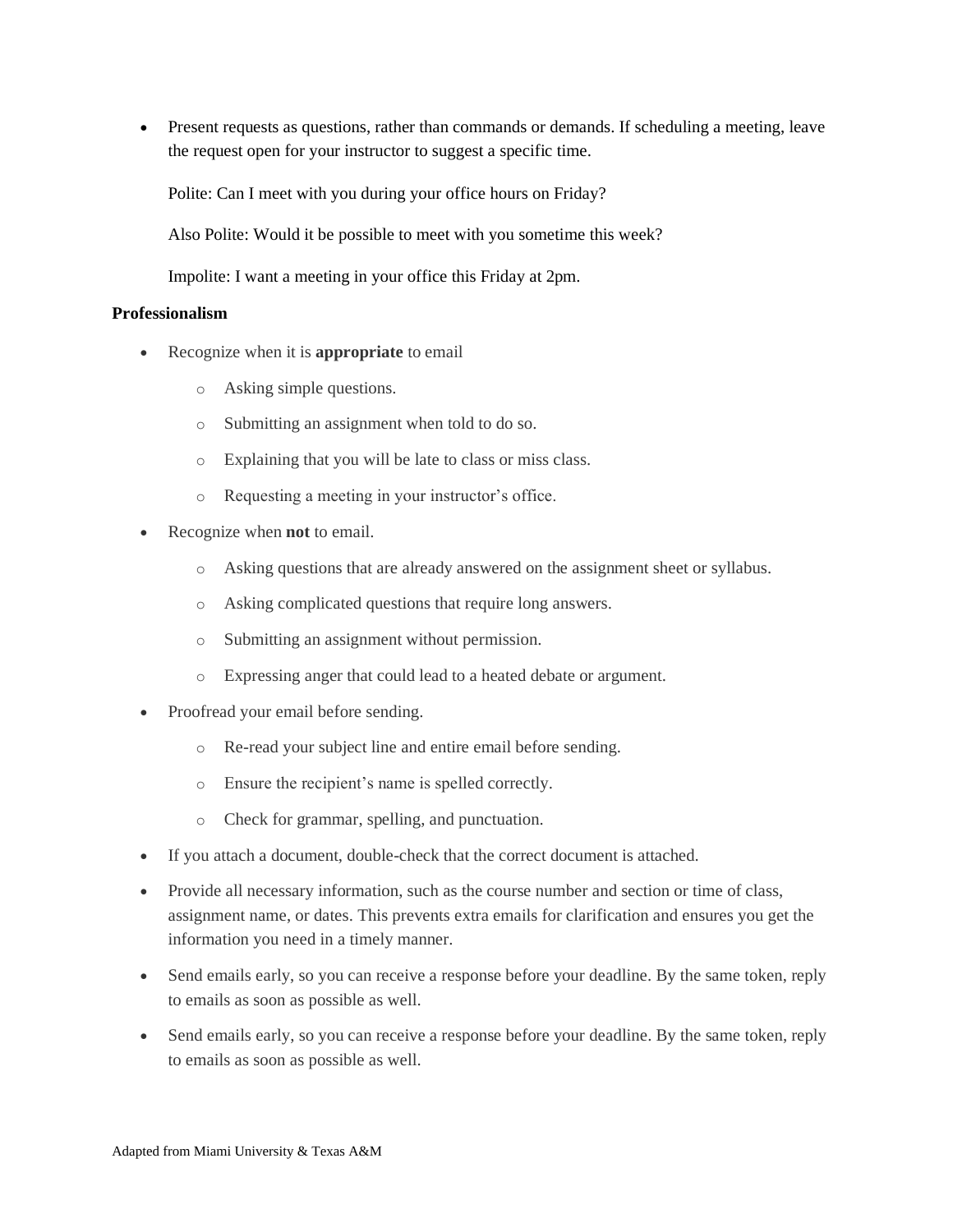- Present requests as questions, rather than commands or demands. If scheduling a meeting, leave the request open for your instructor to suggest a specific time.

  Polite: Can I meet with you during your office hours on Friday?

  Also Polite: Would it be possible to meet with you sometime this week?

  Impolite: I want a meeting in your office this Friday at 2pm.

**Professionalism**

- Recognize when it is **appropriate** to email
  - Asking simple questions.
  - Submitting an assignment when told to do so.
  - Explaining that you will be late to class or miss class.
  - Requesting a meeting in your instructor's office.
- Recognize when **not** to email.
  - Asking questions that are already answered on the assignment sheet or syllabus.
  - Asking complicated questions that require long answers.
  - Submitting an assignment without permission.
  - Expressing anger that could lead to a heated debate or argument.
- Proofread your email before sending.
  - Re-read your subject line and entire email before sending.
  - Ensure the recipient's name is spelled correctly.
  - Check for grammar, spelling, and punctuation.
- If you attach a document, double-check that the correct document is attached.
- Provide all necessary information, such as the course number and section or time of class, assignment name, or dates. This prevents extra emails for clarification and ensures you get the information you need in a timely manner.
- Send emails early, so you can receive a response before your deadline. By the same token, reply to emails as soon as possible as well.
- Send emails early, so you can receive a response before your deadline. By the same token, reply to emails as soon as possible as well.

Adapted from Miami University & Texas A&M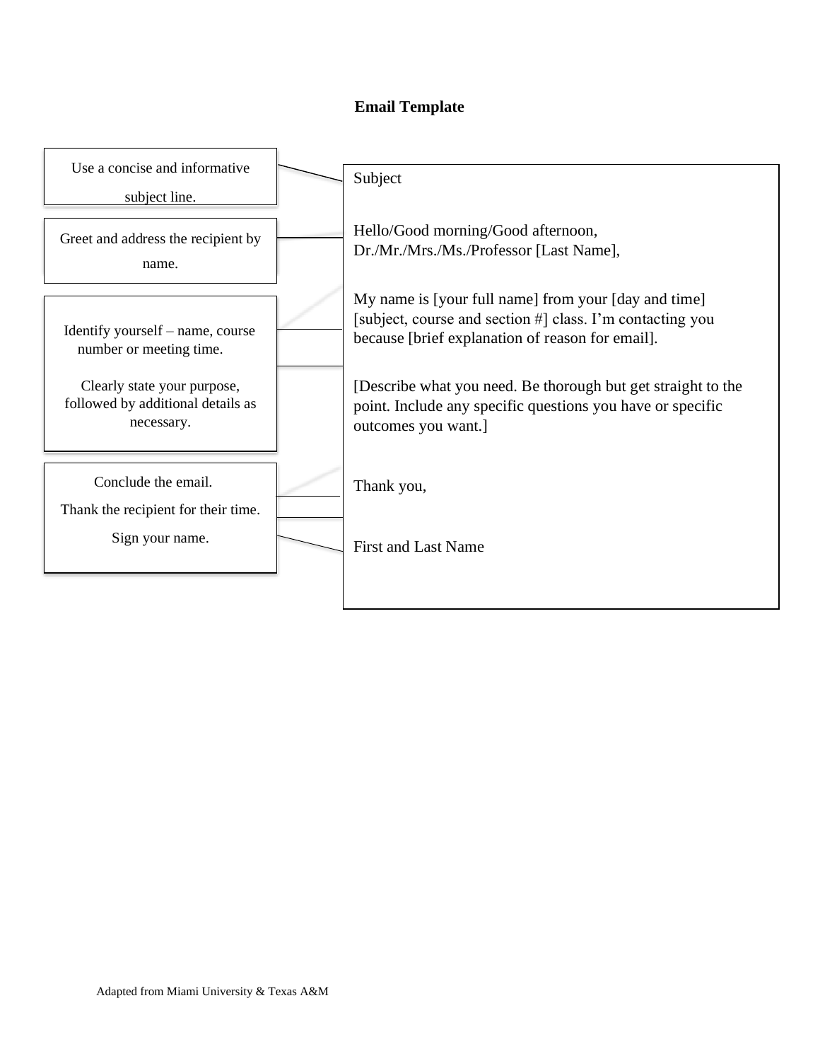**Email Template**

| Guidance | Email |
|---|---|
| Use a concise and informative subject line. | Subject |
| Greet and address the recipient by name. | Hello/Good morning/Good afternoon,<br>Dr./Mr./Mrs./Ms./Professor [Last Name], |
| Identify yourself – name, course number or meeting time. | My name is [your full name] from your [day and time] [subject, course and section #] class. I'm contacting you because [brief explanation of reason for email]. |
| Clearly state your purpose, followed by additional details as necessary. | [Describe what you need. Be thorough but get straight to the point. Include any specific questions you have or specific outcomes you want.] |
| Conclude the email.<br>Thank the recipient for their time. | Thank you, |
| Sign your name. | First and Last Name |

Adapted from Miami University & Texas A&M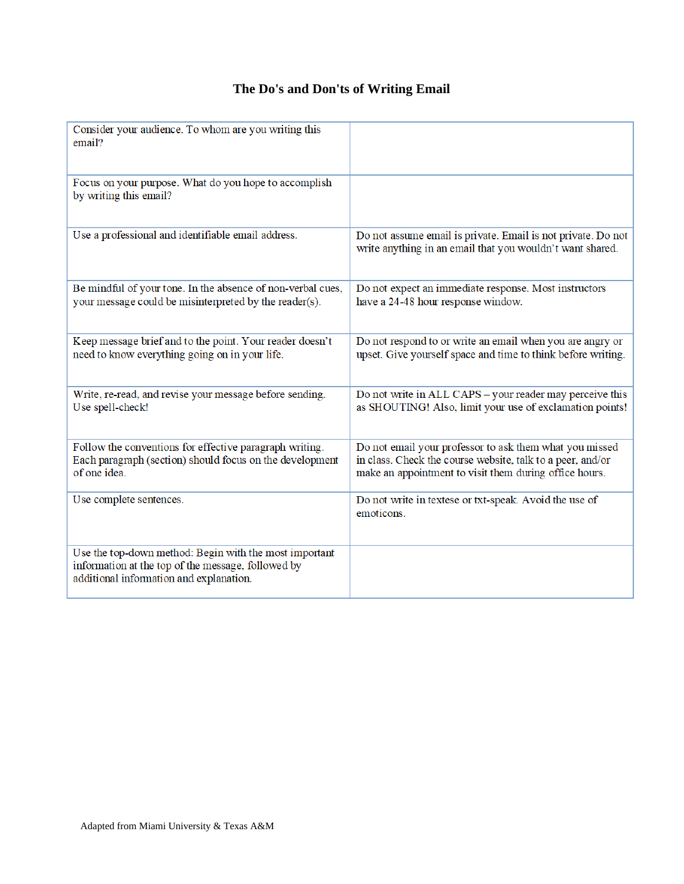# The Do's and Don'ts of Writing Email

| | |
|---|---|
| Consider your audience. To whom are you writing this email? | |
| Focus on your purpose. What do you hope to accomplish by writing this email? | |
| Use a professional and identifiable email address. | Do not assume email is private. Email is not private. Do not write anything in an email that you wouldn't want shared. |
| Be mindful of your tone. In the absence of non-verbal cues, your message could be misinterpreted by the reader(s). | Do not expect an immediate response. Most instructors have a 24-48 hour response window. |
| Keep message brief and to the point. Your reader doesn't need to know everything going on in your life. | Do not respond to or write an email when you are angry or upset. Give yourself space and time to think before writing. |
| Write, re-read, and revise your message before sending. Use spell-check! | Do not write in ALL CAPS – your reader may perceive this as SHOUTING! Also, limit your use of exclamation points! |
| Follow the conventions for effective paragraph writing. Each paragraph (section) should focus on the development of one idea. | Do not email your professor to ask them what you missed in class. Check the course website, talk to a peer, and/or make an appointment to visit them during office hours. |
| Use complete sentences. | Do not write in textese or txt-speak. Avoid the use of emoticons. |
| Use the top-down method: Begin with the most important information at the top of the message, followed by additional information and explanation. | |

Adapted from Miami University & Texas A&M